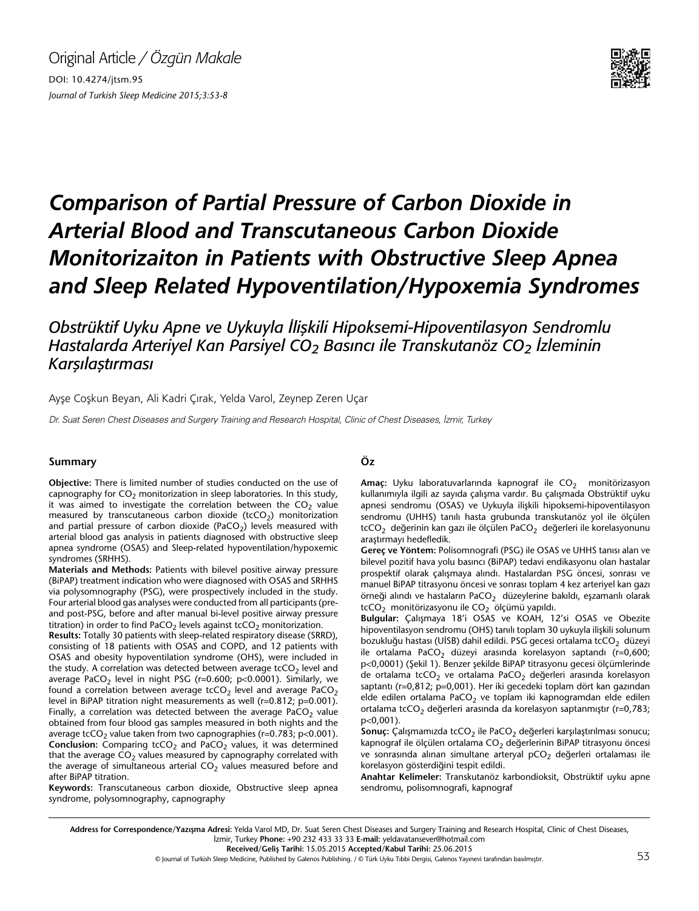Original Article / *Özgün Makale*

DOI: 10.4274/jtsm.95

*Journal of Turkish Sleep Medicine 2015;3:53-8*

# *Comparison of Partial Pressure of Carbon Dioxide in Arterial Blood and Transcutaneous Carbon Dioxide Monitorizaiton in Patients with Obstructive Sleep Apnea and Sleep Related Hypoventilation/Hypoxemia Syndromes*

## *Obstrüktif Uyku Apne ve Uykuyla İlişkili Hipoksemi-Hipoventilasyon Sendromlu Hastalarda Arteriyel Kan Parsiyel $CO_2$ Basıncı ile Transkutanöz $CO_2$ İzleminin Karşılaştırması*

Ayşe Coşkun Beyan, Ali Kadri Çırak, Yelda Varol, Zeynep Zeren Uçar

*Dr. Suat Seren Chest Diseases and Surgery Training and Research Hospital, Clinic of Chest Diseases, İzmir, Turkey*

### Summary

**Objective:** There is limited number of studies conducted on the use of capnography for $CO_2$ monitorization in sleep laboratories. In this study, it was aimed to investigate the correlation between the $CO_2$ value measured by transcutaneous carbon dioxide ($tcCO_2$) monitorization and partial pressure of carbon dioxide ($PaCO_2$) levels measured with arterial blood gas analysis in patients diagnosed with obstructive sleep apnea syndrome (OSAS) and Sleep-related hypoventilation/hypoxemic syndromes (SRHHS).

**Materials and Methods:** Patients with bilevel positive airway pressure (BiPAP) treatment indication who were diagnosed with OSAS and SRHHS via polysomnography (PSG), were prospectively included in the study. Four arterial blood gas analyses were conducted from all participants (pre- and post-PSG, before and after manual bi-level positive airway pressure titration) in order to find $PaCO_2$ levels against $tcCO_2$ monitorization.

**Results:** Totally 30 patients with sleep-related respiratory disease (SRRD), consisting of 18 patients with OSAS and COPD, and 12 patients with OSAS and obesity hypoventilation syndrome (OHS), were included in the study. A correlation was detected between average $tcCO_2$ level and average $PaCO_2$ level in night PSG ($r=0.600$; $p<0.0001$). Similarly, we found a correlation between average $tcCO_2$ level and average $PaCO_2$ level in BiPAP titration night measurements as well ($r=0.812$; $p=0.001$). Finally, a correlation was detected between the average $PaCO_2$ value obtained from four blood gas samples measured in both nights and the average $tcCO_2$ value taken from two capnographies ($r=0.783$; $p<0.001$).

**Conclusion:** Comparing $tcCO_2$ and $PaCO_2$ values, it was determined that the average $CO_2$ values measured by capnography correlated with the average of simultaneous arterial $CO_2$ values measured before and after BiPAP titration.

**Keywords:** Transcutaneous carbon dioxide, Obstructive sleep apnea syndrome, polysomnography, capnography

### Öz

**Amaç:** Uyku laboratuvarlarında kapnograf ile $CO_2$ monitörizasyon kullanımıyla ilgili az sayıda çalışma vardır. Bu çalışmada Obstrüktif uyku apnesi sendromu (OSAS) ve Uykuyla ilişkili hipoksemi-hipoventilasyon sendromu (UHHS) tanılı hasta grubunda transkutanöz yol ile ölçülen $tcCO_2$ değerinin kan gazı ile ölçülen $PaCO_2$ değerleri ile korelasyonunu araştırmayı hedefledik.

**Gereç ve Yöntem:** Polisomnografi (PSG) ile OSAS ve UHHS tanısı alan ve bilevel pozitif hava yolu basıncı (BiPAP) tedavi endikasyonu olan hastalar prospektif olarak çalışmaya alındı. Hastalardan PSG öncesi, sonrası ve manuel BiPAP titrasyonu öncesi ve sonrası toplam 4 kez arteriyel kan gazı örneği alındı ve hastaların $PaCO_2$ düzeylerine bakıldı, eşzamanlı olarak $tcCO_2$ monitörizasyonu ile $CO_2$ ölçümü yapıldı.

**Bulgular:** Çalışmaya 18'i OSAS ve KOAH, 12'si OSAS ve Obezite hipoventilasyon sendromu (OHS) tanılı toplam 30 uykuyla ilişkili solunum bozukluğu hastası (UİSB) dahil edildi. PSG gecesi ortalama $tcCO_2$ düzeyi ile ortalama $PaCO_2$ düzeyi arasında korelasyon saptandı ($r=0,600$; $p<0,0001$) (Şekil 1). Benzer şekilde BiPAP titrasyonu gecesi ölçümlerinde de ortalama $tcCO_2$ ve ortalama $PaCO_2$ değerleri arasında korelasyon saptantı ($r=0,812$; $p=0,001$). Her iki gecedeki toplam dört kan gazından elde edilen ortalama $PaCO_2$ ve toplam iki kapnogramdan elde edilen ortalama $tcCO_2$ değerleri arasında da korelasyon saptanmıştır ($r=0,783$; $p<0,001$).

**Sonuç:** Çalışmamızda $tcCO_2$ ile $PaCO_2$ değerleri karşılaştırılması sonucu; kapnograf ile ölçülen ortalama $CO_2$ değerlerinin BiPAP titrasyonu öncesi ve sonrasında alınan simultane arteryal $pCO_2$ değerleri ortalaması ile korelasyon gösterdiğini tespit edildi.

**Anahtar Kelimeler:** Transkutanöz karbondioksit, Obstrüktif uyku apne sendromu, polisomnografi, kapnograf

---

**Address for Correspondence/Yazışma Adresi:** Yelda Varol MD, Dr. Suat Seren Chest Diseases and Surgery Training and Research Hospital, Clinic of Chest Diseases, İzmir, Turkey **Phone:** +90 232 433 33 33 **E-mail:** yeldavatansever@hotmail.com

**Received/Geliş Tarihi:** 15.05.2015 **Accepted/Kabul Tarihi:** 25.06.2015

© Journal of Turkish Sleep Medicine, Published by Galenos Publishing. / © Türk Uyku Tıbbi Dergisi, Galenos Yayınevi tarafından basılmıştır.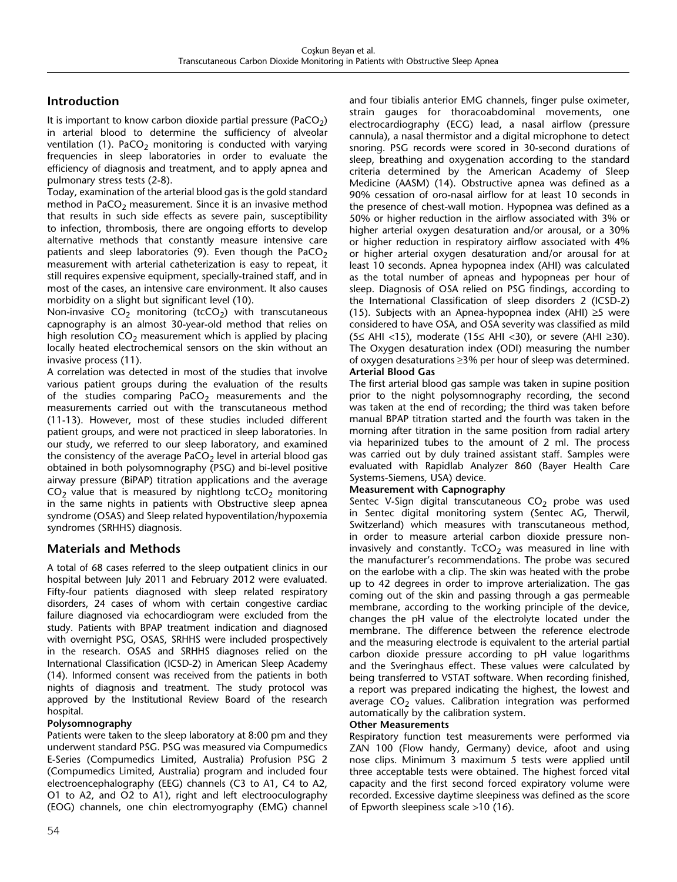## Introduction

It is important to know carbon dioxide partial pressure ($PaCO_2$) in arterial blood to determine the sufficiency of alveolar ventilation (1). $PaCO_2$ monitoring is conducted with varying frequencies in sleep laboratories in order to evaluate the efficiency of diagnosis and treatment, and to apply apnea and pulmonary stress tests (2-8).

Today, examination of the arterial blood gas is the gold standard method in $PaCO_2$ measurement. Since it is an invasive method that results in such side effects as severe pain, susceptibility to infection, thrombosis, there are ongoing efforts to develop alternative methods that constantly measure intensive care patients and sleep laboratories (9). Even though the $PaCO_2$ measurement with arterial catheterization is easy to repeat, it still requires expensive equipment, specially-trained staff, and in most of the cases, an intensive care environment. It also causes morbidity on a slight but significant level (10).

Non-invasive $CO_2$ monitoring ($tcCO_2$) with transcutaneous capnography is an almost 30-year-old method that relies on high resolution $CO_2$ measurement which is applied by placing locally heated electrochemical sensors on the skin without an invasive process (11).

A correlation was detected in most of the studies that involve various patient groups during the evaluation of the results of the studies comparing $PaCO_2$ measurements and the measurements carried out with the transcutaneous method (11-13). However, most of these studies included different patient groups, and were not practiced in sleep laboratories. In our study, we referred to our sleep laboratory, and examined the consistency of the average $PaCO_2$ level in arterial blood gas obtained in both polysomnography (PSG) and bi-level positive airway pressure (BiPAP) titration applications and the average $CO_2$ value that is measured by nightlong $tcCO_2$ monitoring in the same nights in patients with Obstructive sleep apnea syndrome (OSAS) and Sleep related hypoventilation/hypoxemia syndromes (SRHHS) diagnosis.

## Materials and Methods

A total of 68 cases referred to the sleep outpatient clinics in our hospital between July 2011 and February 2012 were evaluated. Fifty-four patients diagnosed with sleep related respiratory disorders, 24 cases of whom with certain congestive cardiac failure diagnosed via echocardiogram were excluded from the study. Patients with BPAP treatment indication and diagnosed with overnight PSG, OSAS, SRHHS were included prospectively in the research. OSAS and SRHHS diagnoses relied on the International Classification (ICSD-2) in American Sleep Academy (14). Informed consent was received from the patients in both nights of diagnosis and treatment. The study protocol was approved by the Institutional Review Board of the research hospital.

**Polysomnography**

Patients were taken to the sleep laboratory at 8:00 pm and they underwent standard PSG. PSG was measured via Compumedics E-Series (Compumedics Limited, Australia) Profusion PSG 2 (Compumedics Limited, Australia) program and included four electroencephalography (EEG) channels (C3 to A1, C4 to A2, O1 to A2, and O2 to A1), right and left electrooculography (EOG) channels, one chin electromyography (EMG) channel and four tibialis anterior EMG channels, finger pulse oximeter, strain gauges for thoracoabdominal movements, one electrocardiography (ECG) lead, a nasal airflow (pressure cannula), a nasal thermistor and a digital microphone to detect snoring. PSG records were scored in 30-second durations of sleep, breathing and oxygenation according to the standard criteria determined by the American Academy of Sleep Medicine (AASM) (14). Obstructive apnea was defined as a 90% cessation of oro-nasal airflow for at least 10 seconds in the presence of chest-wall motion. Hypopnea was defined as a 50% or higher reduction in the airflow associated with 3% or higher arterial oxygen desaturation and/or arousal, or a 30% or higher reduction in respiratory airflow associated with 4% or higher arterial oxygen desaturation and/or arousal for at least 10 seconds. Apnea hypopnea index (AHI) was calculated as the total number of apneas and hypopneas per hour of sleep. Diagnosis of OSA relied on PSG findings, according to the International Classification of sleep disorders 2 (ICSD-2) (15). Subjects with an Apnea-hypopnea index (AHI) ≥5 were considered to have OSA, and OSA severity was classified as mild (5≤ AHI <15), moderate (15≤ AHI <30), or severe (AHI ≥30). The Oxygen desaturation index (ODI) measuring the number of oxygen desaturations ≥3% per hour of sleep was determined.

**Arterial Blood Gas**

The first arterial blood gas sample was taken in supine position prior to the night polysomnography recording, the second was taken at the end of recording; the third was taken before manual BPAP titration started and the fourth was taken in the morning after titration in the same position from radial artery via heparinized tubes to the amount of 2 ml. The process was carried out by duly trained assistant staff. Samples were evaluated with Rapidlab Analyzer 860 (Bayer Health Care Systems-Siemens, USA) device.

**Measurement with Capnography**

Sentec V-Sign digital transcutaneous $CO_2$ probe was used in Sentec digital monitoring system (Sentec AG, Therwil, Switzerland) which measures with transcutaneous method, in order to measure arterial carbon dioxide pressure non-invasively and constantly. $TcCO_2$ was measured in line with the manufacturer's recommendations. The probe was secured on the earlobe with a clip. The skin was heated with the probe up to 42 degrees in order to improve arterialization. The gas coming out of the skin and passing through a gas permeable membrane, according to the working principle of the device, changes the pH value of the electrolyte located under the membrane. The difference between the reference electrode and the measuring electrode is equivalent to the arterial partial carbon dioxide pressure according to pH value logarithms and the Sveringhaus effect. These values were calculated by being transferred to VSTAT software. When recording finished, a report was prepared indicating the highest, the lowest and average $CO_2$ values. Calibration integration was performed automatically by the calibration system.

**Other Measurements**

Respiratory function test measurements were performed via ZAN 100 (Flow handy, Germany) device, afoot and using nose clips. Minimum 3 maximum 5 tests were applied until three acceptable tests were obtained. The highest forced vital capacity and the first second forced expiratory volume were recorded. Excessive daytime sleepiness was defined as the score of Epworth sleepiness scale >10 (16).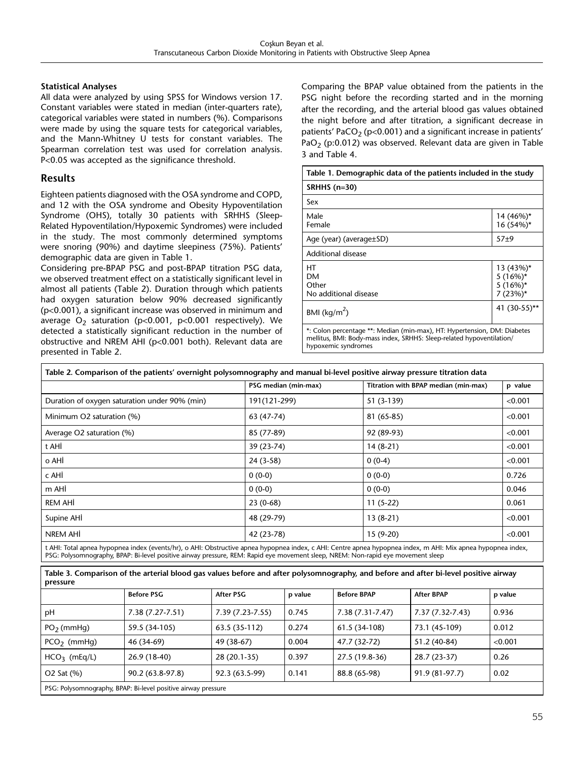**Statistical Analyses**

All data were analyzed by using SPSS for Windows version 17. Constant variables were stated in median (inter-quarters rate), categorical variables were stated in numbers (%). Comparisons were made by using the square tests for categorical variables, and the Mann-Whitney U tests for constant variables. The Spearman correlation test was used for correlation analysis. P<0.05 was accepted as the significance threshold.

## Results

Eighteen patients diagnosed with the OSA syndrome and COPD, and 12 with the OSA syndrome and Obesity Hypoventilation Syndrome (OHS), totally 30 patients with SRHHS (Sleep-Related Hypoventilation/Hypoxemic Syndromes) were included in the study. The most commonly determined symptoms were snoring (90%) and daytime sleepiness (75%). Patients' demographic data are given in Table 1.

Considering pre-BPAP PSG and post-BPAP titration PSG data, we observed treatment effect on a statistically significant level in almost all patients (Table 2). Duration through which patients had oxygen saturation below 90% decreased significantly (p<0.001), a significant increase was observed in minimum and average $O_2$ saturation (p<0.001, p<0.001 respectively). We detected a statistically significant reduction in the number of obstructive and NREM AHI (p<0.001 both). Relevant data are presented in Table 2.

Comparing the BPAP value obtained from the patients in the PSG night before the recording started and in the morning after the recording, and the arterial blood gas values obtained the night before and after titration, a significant decrease in patients' $PaCO_2$ (p<0.001) and a significant increase in patients' $PaO_2$ (p:0.012) was observed. Relevant data are given in Table 3 and Table 4.

**Table 1. Demographic data of the patients included in the study**

| SRHHS (n=30) | |
|---|---|
| Sex | |
| Male | 14 (46%)* |
| Female | 16 (54%)* |
| Age (year) (average±SD) | 57±9 |
| Additional disease | |
| HT | 13 (43%)* |
| DM | 5 (16%)* |
| Other | 5 (16%)* |
| No additional disease | 7 (23%)* |
| BMI (kg/m$^2$) | 41 (30-55)** |

*: Colon percentage **: Median (min-max), HT: Hypertension, DM: Diabetes mellitus, BMI: Body-mass index, SRHHS: Sleep-related hypoventilation/hypoxemic syndromes

**Table 2. Comparison of the patients' overnight polysomnography and manual bi-level positive airway pressure titration data**

| | PSG median (min-max) | Titration with BPAP median (min-max) | p value |
|---|---|---|---|
| Duration of oxygen saturation under 90% (min) | 191(121-299) | 51 (3-139) | <0.001 |
| Minimum O2 saturation (%) | 63 (47-74) | 81 (65-85) | <0.001 |
| Average O2 saturation (%) | 85 (77-89) | 92 (89-93) | <0.001 |
| t AHİ | 39 (23-74) | 14 (8-21) | <0.001 |
| o AHİ | 24 (3-58) | 0 (0-4) | <0.001 |
| c AHİ | 0 (0-0) | 0 (0-0) | 0.726 |
| m AHİ | 0 (0-0) | 0 (0-0) | 0.046 |
| REM AHİ | 23 (0-68) | 11 (5-22) | 0.061 |
| Supine AHİ | 48 (29-79) | 13 (8-21) | <0.001 |
| NREM AHİ | 42 (23-78) | 15 (9-20) | <0.001 |

t AHI: Total apnea hypopnea index (events/hr), o AHI: Obstructive apnea hypopnea index, c AHI: Centre apnea hypopnea index, m AHI: Mix apnea hypopnea index, PSG: Polysomnography, BPAP: Bi-level positive airway pressure, REM: Rapid eye movement sleep, NREM: Non-rapid eye movement sleep

**Table 3. Comparison of the arterial blood gas values before and after polysomnography, and before and after bi-level positive airway pressure**

| | Before PSG | After PSG | p value | Before BPAP | After BPAP | p value |
|---|---|---|---|---|---|---|
| pH | 7.38 (7.27-7.51) | 7.39 (7.23-7.55) | 0.745 | 7.38 (7.31-7.47) | 7.37 (7.32-7.43) | 0.936 |
| $PO_2$ (mmHg) | 59.5 (34-105) | 63.5 (35-112) | 0.274 | 61.5 (34-108) | 73.1 (45-109) | 0.012 |
| $PCO_2$ (mmHg) | 46 (34-69) | 49 (38-67) | 0.004 | 47.7 (32-72) | 51.2 (40-84) | <0.001 |
| $HCO_3$ (mEq/L) | 26.9 (18-40) | 28 (20.1-35) | 0.397 | 27.5 (19.8-36) | 28.7 (23-37) | 0.26 |
| O2 Sat (%) | 90.2 (63.8-97.8) | 92.3 (63.5-99) | 0.141 | 88.8 (65-98) | 91.9 (81-97.7) | 0.02 |

PSG: Polysomnography, BPAP: Bi-level positive airway pressure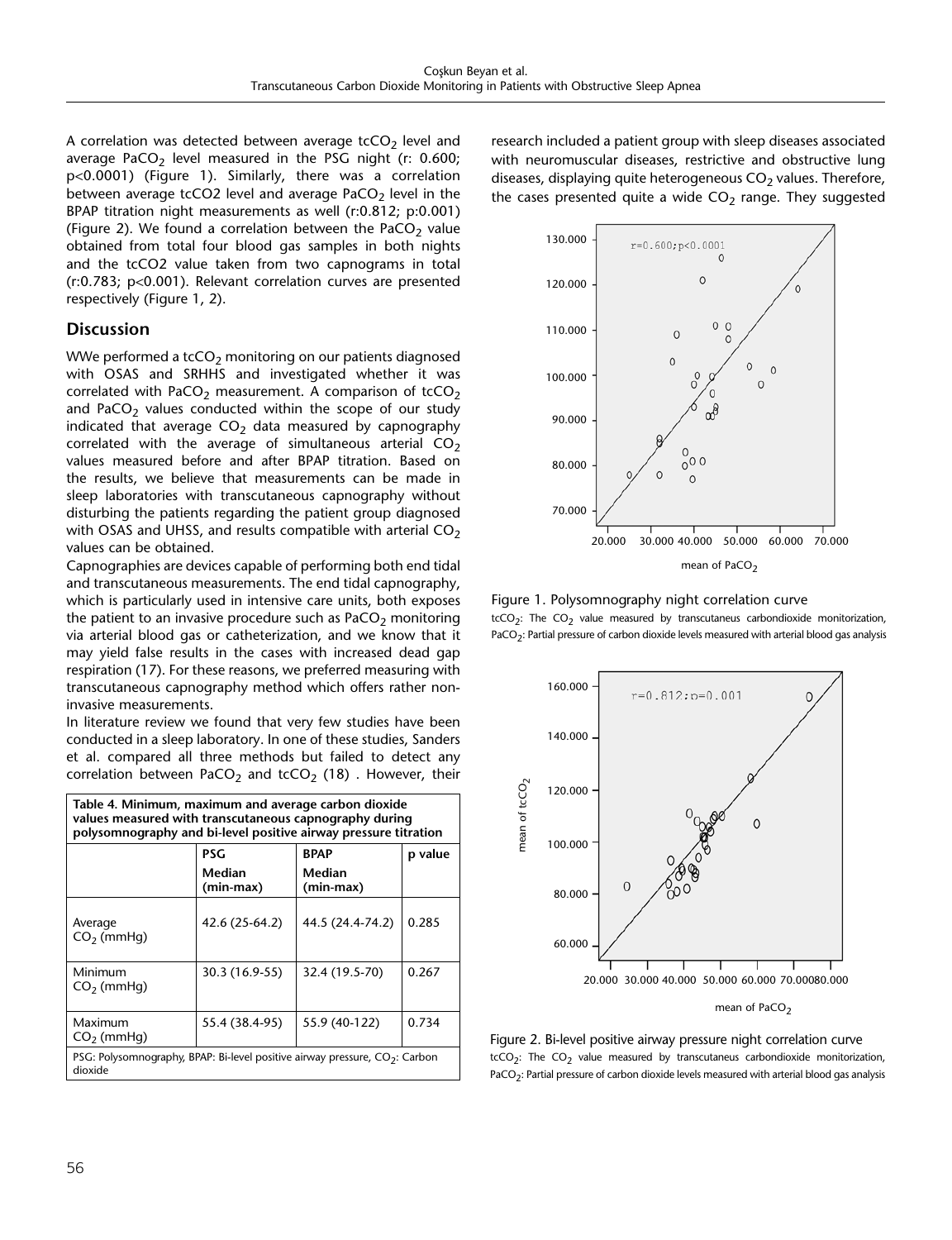A correlation was detected between average $tcCO_2$ level and average $PaCO_2$ level measured in the PSG night (r: 0.600; p<0.0001) (Figure 1). Similarly, there was a correlation between average tcCO2 level and average $PaCO_2$ level in the BPAP titration night measurements as well (r:0.812; p:0.001) (Figure 2). We found a correlation between the $PaCO_2$ value obtained from total four blood gas samples in both nights and the tcCO2 value taken from two capnograms in total (r:0.783; p<0.001). Relevant correlation curves are presented respectively (Figure 1, 2).

## Discussion

WWe performed a $tcCO_2$ monitoring on our patients diagnosed with OSAS and SRHHS and investigated whether it was correlated with $PaCO_2$ measurement. A comparison of $tcCO_2$ and $PaCO_2$ values conducted within the scope of our study indicated that average $CO_2$ data measured by capnography correlated with the average of simultaneous arterial $CO_2$ values measured before and after BPAP titration. Based on the results, we believe that measurements can be made in sleep laboratories with transcutaneous capnography without disturbing the patients regarding the patient group diagnosed with OSAS and UHSS, and results compatible with arterial $CO_2$ values can be obtained.

Capnographies are devices capable of performing both end tidal and transcutaneous measurements. The end tidal capnography, which is particularly used in intensive care units, both exposes the patient to an invasive procedure such as $PaCO_2$ monitoring via arterial blood gas or catheterization, and we know that it may yield false results in the cases with increased dead gap respiration (17). For these reasons, we preferred measuring with transcutaneous capnography method which offers rather non-invasive measurements.

In literature review we found that very few studies have been conducted in a sleep laboratory. In one of these studies, Sanders et al. compared all three methods but failed to detect any correlation between $PaCO_2$ and $tcCO_2$ (18) . However, their research included a patient group with sleep diseases associated with neuromuscular diseases, restrictive and obstructive lung diseases, displaying quite heterogeneous $CO_2$ values. Therefore, the cases presented quite a wide $CO_2$ range. They suggested

**Table 4. Minimum, maximum and average carbon dioxide values measured with transcutaneous capnography during polysomnography and bi-level positive airway pressure titration**

| | PSG Median (min-max) | BPAP Median (min-max) | p value |
|---|---|---|---|
| Average $CO_2$ (mmHg) | 42.6 (25-64.2) | 44.5 (24.4-74.2) | 0.285 |
| Minimum $CO_2$ (mmHg) | 30.3 (16.9-55) | 32.4 (19.5-70) | 0.267 |
| Maximum $CO_2$ (mmHg) | 55.4 (38.4-95) | 55.9 (40-122) | 0.734 |

PSG: Polysomnography, BPAP: Bi-level positive airway pressure, $CO_2$: Carbon dioxide

Figure 1. Polysomnography night correlation curve

$tcCO_2$: The $CO_2$ value measured by transcutaneus carbondioxide monitorization, $PaCO_2$: Partial pressure of carbon dioxide levels measured with arterial blood gas analysis

Figure 2. Bi-level positive airway pressure night correlation curve

$tcCO_2$: The $CO_2$ value measured by transcutaneus carbondioxide monitorization, $PaCO_2$: Partial pressure of carbon dioxide levels measured with arterial blood gas analysis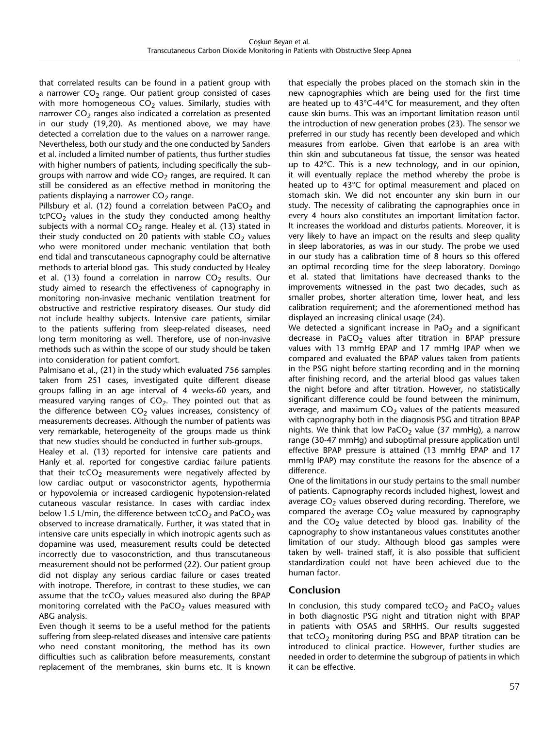that correlated results can be found in a patient group with a narrower $CO_2$ range. Our patient group consisted of cases with more homogeneous $CO_2$ values. Similarly, studies with narrower $CO_2$ ranges also indicated a correlation as presented in our study (19,20). As mentioned above, we may have detected a correlation due to the values on a narrower range. Nevertheless, both our study and the one conducted by Sanders et al. included a limited number of patients, thus further studies with higher numbers of patients, including specifically the sub-groups with narrow and wide $CO_2$ ranges, are required. It can still be considered as an effective method in monitoring the patients displaying a narrower $CO_2$ range.

Pillsbury et al. (12) found a correlation between $PaCO_2$ and $tcPCO_2$ values in the study they conducted among healthy subjects with a normal $CO_2$ range. Healey et al. (13) stated in their study conducted on 20 patients with stable $CO_2$ values who were monitored under mechanic ventilation that both end tidal and transcutaneous capnography could be alternative methods to arterial blood gas. This study conducted by Healey et al. (13) found a correlation in narrow $CO_2$ results. Our study aimed to research the effectiveness of capnography in monitoring non-invasive mechanic ventilation treatment for obstructive and restrictive respiratory diseases. Our study did not include healthy subjects. Intensive care patients, similar to the patients suffering from sleep-related diseases, need long term monitoring as well. Therefore, use of non-invasive methods such as within the scope of our study should be taken into consideration for patient comfort.

Palmisano et al., (21) in the study which evaluated 756 samples taken from 251 cases, investigated quite different disease groups falling in an age interval of 4 weeks-60 years, and measured varying ranges of $CO_2$. They pointed out that as the difference between $CO_2$ values increases, consistency of measurements decreases. Although the number of patients was very remarkable, heterogeneity of the groups made us think that new studies should be conducted in further sub-groups.

Healey et al. (13) reported for intensive care patients and Hanly et al. reported for congestive cardiac failure patients that their $tcCO_2$ measurements were negatively affected by low cardiac output or vasoconstrictor agents, hypothermia or hypovolemia or increased cardiogenic hypotension-related cutaneous vascular resistance. In cases with cardiac index below 1.5 L/min, the difference between $tcCO_2$ and $PaCO_2$ was observed to increase dramatically. Further, it was stated that in intensive care units especially in which inotropic agents such as dopamine was used, measurement results could be detected incorrectly due to vasoconstriction, and thus transcutaneous measurement should not be performed (22). Our patient group did not display any serious cardiac failure or cases treated with inotrope. Therefore, in contrast to these studies, we can assume that the $tcCO_2$ values measured also during the BPAP monitoring correlated with the $PaCO_2$ values measured with ABG analysis.

Even though it seems to be a useful method for the patients suffering from sleep-related diseases and intensive care patients who need constant monitoring, the method has its own difficulties such as calibration before measurements, constant replacement of the membranes, skin burns etc. It is known that especially the probes placed on the stomach skin in the new capnographies which are being used for the first time are heated up to 43°C-44°C for measurement, and they often cause skin burns. This was an important limitation reason until the introduction of new generation probes (23). The sensor we preferred in our study has recently been developed and which measures from earlobe. Given that earlobe is an area with thin skin and subcutaneous fat tissue, the sensor was heated up to 42°C. This is a new technology, and in our opinion, it will eventually replace the method whereby the probe is heated up to 43°C for optimal measurement and placed on stomach skin. We did not encounter any skin burn in our study. The necessity of calibrating the capnographies once in every 4 hours also constitutes an important limitation factor. It increases the workload and disturbs patients. Moreover, it is very likely to have an impact on the results and sleep quality in sleep laboratories, as was in our study. The probe we used in our study has a calibration time of 8 hours so this offered an optimal recording time for the sleep laboratory. Domingo et al. stated that limitations have decreased thanks to the improvements witnessed in the past two decades, such as smaller probes, shorter alteration time, lower heat, and less calibration requirement; and the aforementioned method has displayed an increasing clinical usage (24).

We detected a significant increase in $PaO_2$ and a significant decrease in $PaCO_2$ values after titration in BPAP pressure values with 13 mmHg EPAP and 17 mmHg IPAP when we compared and evaluated the BPAP values taken from patients in the PSG night before starting recording and in the morning after finishing record, and the arterial blood gas values taken the night before and after titration. However, no statistically significant difference could be found between the minimum, average, and maximum $CO_2$ values of the patients measured with capnography both in the diagnosis PSG and titration BPAP nights. We think that low $PaCO_2$ value (37 mmHg), a narrow range (30-47 mmHg) and suboptimal pressure application until effective BPAP pressure is attained (13 mmHg EPAP and 17 mmHg IPAP) may constitute the reasons for the absence of a difference.

One of the limitations in our study pertains to the small number of patients. Capnography records included highest, lowest and average $CO_2$ values observed during recording. Therefore, we compared the average $CO_2$ value measured by capnography and the $CO_2$ value detected by blood gas. Inability of the capnography to show instantaneous values constitutes another limitation of our study. Although blood gas samples were taken by well- trained staff, it is also possible that sufficient standardization could not have been achieved due to the human factor.

## Conclusion

In conclusion, this study compared $tcCO_2$ and $PaCO_2$ values in both diagnostic PSG night and titration night with BPAP in patients with OSAS and SRHHS. Our results suggested that $tcCO_2$ monitoring during PSG and BPAP titration can be introduced to clinical practice. However, further studies are needed in order to determine the subgroup of patients in which it can be effective.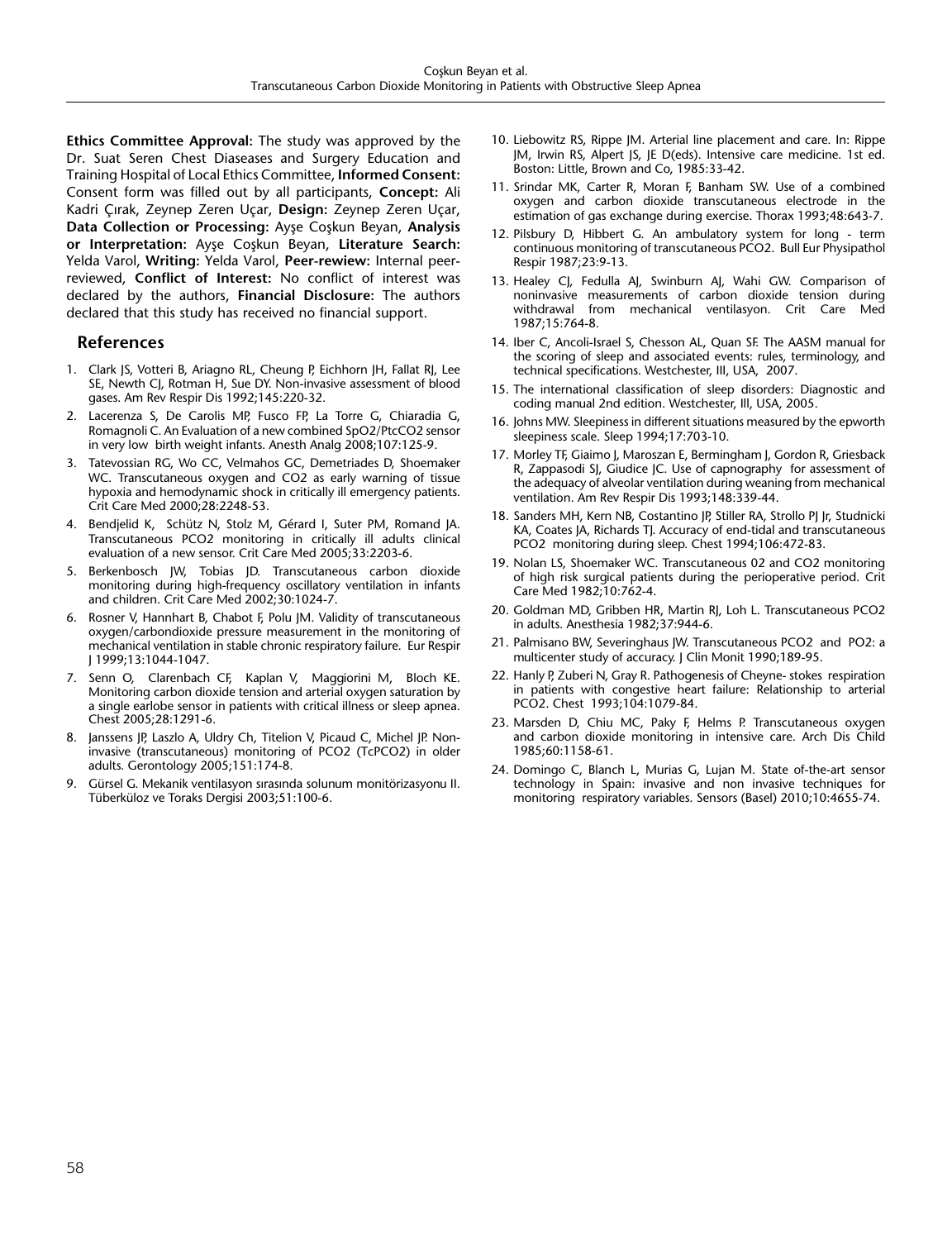**Ethics Committee Approval:** The study was approved by the Dr. Suat Seren Chest Diaseases and Surgery Education and Training Hospital of Local Ethics Committee, **Informed Consent:** Consent form was filled out by all participants, **Concept:** Ali Kadri Çırak, Zeynep Zeren Uçar, **Design:** Zeynep Zeren Uçar, **Data Collection or Processing:** Ayşe Coşkun Beyan, **Analysis or Interpretation:** Ayşe Coşkun Beyan, **Literature Search:** Yelda Varol, **Writing:** Yelda Varol, **Peer-rewiew:** Internal peer-reviewed, **Conflict of Interest:** No conflict of interest was declared by the authors, **Financial Disclosure:** The authors declared that this study has received no financial support.

## References

1. Clark JS, Votteri B, Ariagno RL, Cheung P, Eichhorn JH, Fallat RJ, Lee SE, Newth CJ, Rotman H, Sue DY. Non-invasive assessment of blood gases. Am Rev Respir Dis 1992;145:220-32.
2. Lacerenza S, De Carolis MP, Fusco FP, La Torre G, Chiaradia G, Romagnoli C. An Evaluation of a new combined SpO2/PtcCO2 sensor in very low birth weight infants. Anesth Analg 2008;107:125-9.
3. Tatevossian RG, Wo CC, Velmahos GC, Demetriades D, Shoemaker WC. Transcutaneous oxygen and CO2 as early warning of tissue hypoxia and hemodynamic shock in critically ill emergency patients. Crit Care Med 2000;28:2248-53.
4. Bendjelid K, Schütz N, Stolz M, Gérard I, Suter PM, Romand JA. Transcutaneous PCO2 monitoring in critically ill adults clinical evaluation of a new sensor. Crit Care Med 2005;33:2203-6.
5. Berkenbosch JW, Tobias JD. Transcutaneous carbon dioxide monitoring during high-frequency oscillatory ventilation in infants and children. Crit Care Med 2002;30:1024-7.
6. Rosner V, Hannhart B, Chabot F, Polu JM. Validity of transcutaneous oxygen/carbondioxide pressure measurement in the monitoring of mechanical ventilation in stable chronic respiratory failure. Eur Respir J 1999;13:1044-1047.
7. Senn O, Clarenbach CF, Kaplan V, Maggiorini M, Bloch KE. Monitoring carbon dioxide tension and arterial oxygen saturation by a single earlobe sensor in patients with critical illness or sleep apnea. Chest 2005;28:1291-6.
8. Janssens JP, Laszlo A, Uldry Ch, Titelion V, Picaud C, Michel JP. Non-invasive (transcutaneous) monitoring of PCO2 (TcPCO2) in older adults. Gerontology 2005;151:174-8.
9. Gürsel G. Mekanik ventilasyon sırasında solunum monitörizasyonu II. Tüberküloz ve Toraks Dergisi 2003;51:100-6.
10. Liebowitz RS, Rippe JM. Arterial line placement and care. In: Rippe JM, Irwin RS, Alpert JS, JE D(eds). Intensive care medicine. 1st ed. Boston: Little, Brown and Co, 1985:33-42.
11. Srindar MK, Carter R, Moran F, Banham SW. Use of a combined oxygen and carbon dioxide transcutaneous electrode in the estimation of gas exchange during exercise. Thorax 1993;48:643-7.
12. Pilsbury D, Hibbert G. An ambulatory system for long - term continuous monitoring of transcutaneous PCO2. Bull Eur Physipathol Respir 1987;23:9-13.
13. Healey CJ, Fedulla AJ, Swinburn AJ, Wahi GW. Comparison of noninvasive measurements of carbon dioxide tension during withdrawal from mechanical ventilasyon. Crit Care Med 1987;15:764-8.
14. Iber C, Ancoli-Israel S, Chesson AL, Quan SF. The AASM manual for the scoring of sleep and associated events: rules, terminology, and technical specifications. Westchester, III, USA, 2007.
15. The international classification of sleep disorders: Diagnostic and coding manual 2nd edition. Westchester, Ill, USA, 2005.
16. Johns MW. Sleepiness in different situations measured by the epworth sleepiness scale. Sleep 1994;17:703-10.
17. Morley TF, Giaimo J, Maroszan E, Bermingham J, Gordon R, Griesback R, Zappasodi SJ, Giudice JC. Use of capnography for assessment of the adequacy of alveolar ventilation during weaning from mechanical ventilation. Am Rev Respir Dis 1993;148:339-44.
18. Sanders MH, Kern NB, Costantino JP, Stiller RA, Strollo PJ Jr, Studnicki KA, Coates JA, Richards TJ. Accuracy of end-tidal and transcutaneous PCO2 monitoring during sleep. Chest 1994;106:472-83.
19. Nolan LS, Shoemaker WC. Transcutaneous 02 and CO2 monitoring of high risk surgical patients during the perioperative period. Crit Care Med 1982;10:762-4.
20. Goldman MD, Gribben HR, Martin RJ, Loh L. Transcutaneous PCO2 in adults. Anesthesia 1982;37:944-6.
21. Palmisano BW, Severinghaus JW. Transcutaneous PCO2 and PO2: a multicenter study of accuracy. J Clin Monit 1990;189-95.
22. Hanly P, Zuberi N, Gray R. Pathogenesis of Cheyne- stokes respiration in patients with congestive heart failure: Relationship to arterial PCO2. Chest 1993;104:1079-84.
23. Marsden D, Chiu MC, Paky F, Helms P. Transcutaneous oxygen and carbon dioxide monitoring in intensive care. Arch Dis Child 1985;60:1158-61.
24. Domingo C, Blanch L, Murias G, Lujan M. State of-the-art sensor technology in Spain: invasive and non invasive techniques for monitoring respiratory variables. Sensors (Basel) 2010;10:4655-74.